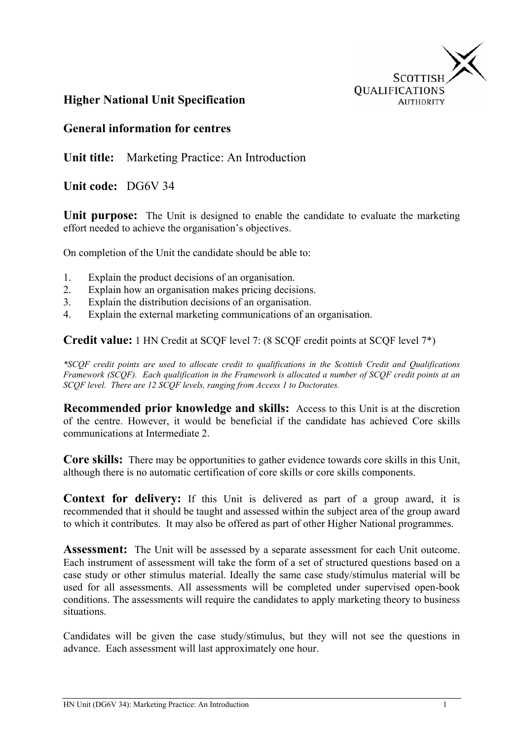# Higher National Unit Specification

## General information for centres

**Unit title:** Marketing Practice: An Introduction

**Unit code:** DG6V 34

**Unit purpose:** The Unit is designed to enable the candidate to evaluate the marketing effort needed to achieve the organisation's objectives.

On completion of the Unit the candidate should be able to:

1. Explain the product decisions of an organisation.
2. Explain how an organisation makes pricing decisions.
3. Explain the distribution decisions of an organisation.
4. Explain the external marketing communications of an organisation.

**Credit value:** 1 HN Credit at SCQF level 7: (8 SCQF credit points at SCQF level 7*)

*\*SCQF credit points are used to allocate credit to qualifications in the Scottish Credit and Qualifications Framework (SCQF). Each qualification in the Framework is allocated a number of SCQF credit points at an SCQF level. There are 12 SCQF levels, ranging from Access 1 to Doctorates.*

**Recommended prior knowledge and skills:** Access to this Unit is at the discretion of the centre. However, it would be beneficial if the candidate has achieved Core skills communications at Intermediate 2.

**Core skills:** There may be opportunities to gather evidence towards core skills in this Unit, although there is no automatic certification of core skills or core skills components.

**Context for delivery:** If this Unit is delivered as part of a group award, it is recommended that it should be taught and assessed within the subject area of the group award to which it contributes. It may also be offered as part of other Higher National programmes.

**Assessment:** The Unit will be assessed by a separate assessment for each Unit outcome. Each instrument of assessment will take the form of a set of structured questions based on a case study or other stimulus material. Ideally the same case study/stimulus material will be used for all assessments. All assessments will be completed under supervised open-book conditions. The assessments will require the candidates to apply marketing theory to business situations.

Candidates will be given the case study/stimulus, but they will not see the questions in advance. Each assessment will last approximately one hour.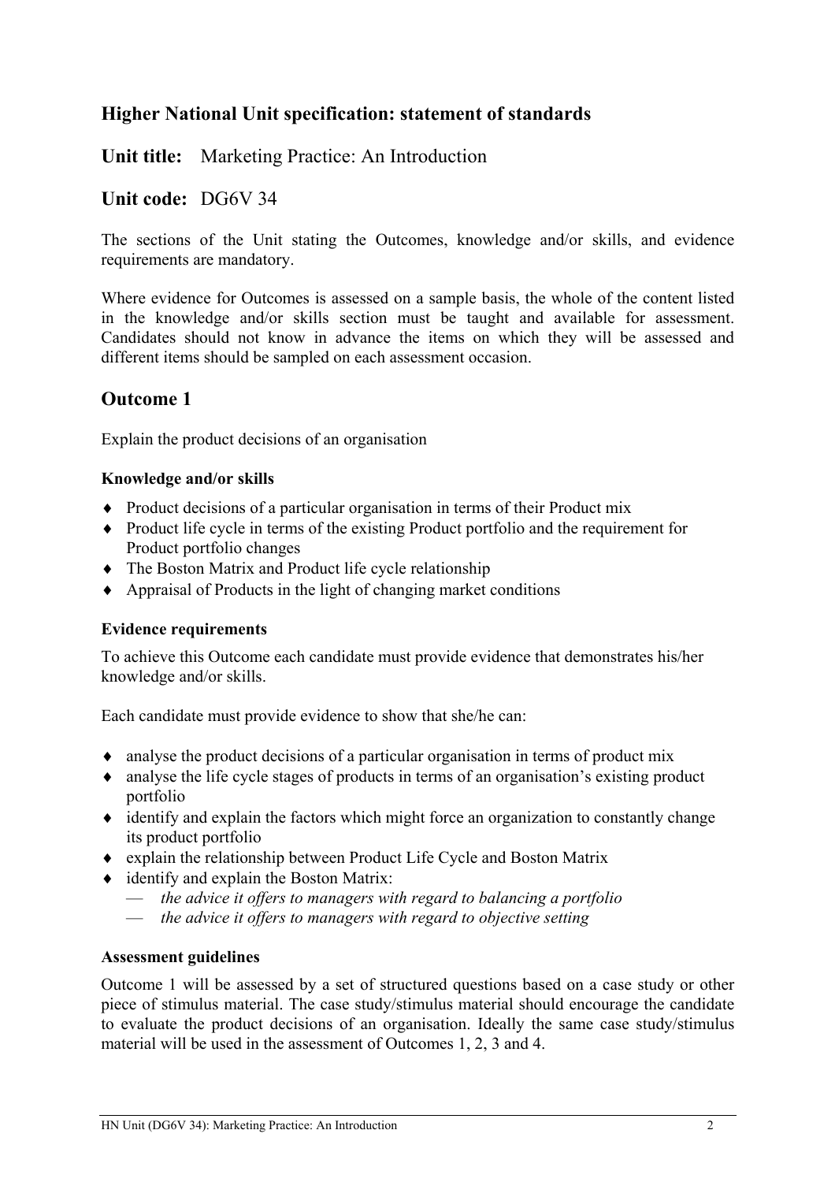## Higher National Unit specification: statement of standards

**Unit title:** Marketing Practice: An Introduction

**Unit code:** DG6V 34

The sections of the Unit stating the Outcomes, knowledge and/or skills, and evidence requirements are mandatory.

Where evidence for Outcomes is assessed on a sample basis, the whole of the content listed in the knowledge and/or skills section must be taught and available for assessment. Candidates should not know in advance the items on which they will be assessed and different items should be sampled on each assessment occasion.

## Outcome 1

Explain the product decisions of an organisation

### Knowledge and/or skills

- Product decisions of a particular organisation in terms of their Product mix
- Product life cycle in terms of the existing Product portfolio and the requirement for Product portfolio changes
- The Boston Matrix and Product life cycle relationship
- Appraisal of Products in the light of changing market conditions

### Evidence requirements

To achieve this Outcome each candidate must provide evidence that demonstrates his/her knowledge and/or skills.

Each candidate must provide evidence to show that she/he can:

- analyse the product decisions of a particular organisation in terms of product mix
- analyse the life cycle stages of products in terms of an organisation's existing product portfolio
- identify and explain the factors which might force an organization to constantly change its product portfolio
- explain the relationship between Product Life Cycle and Boston Matrix
- identify and explain the Boston Matrix:
  - *the advice it offers to managers with regard to balancing a portfolio*
  - *the advice it offers to managers with regard to objective setting*

### Assessment guidelines

Outcome 1 will be assessed by a set of structured questions based on a case study or other piece of stimulus material. The case study/stimulus material should encourage the candidate to evaluate the product decisions of an organisation. Ideally the same case study/stimulus material will be used in the assessment of Outcomes 1, 2, 3 and 4.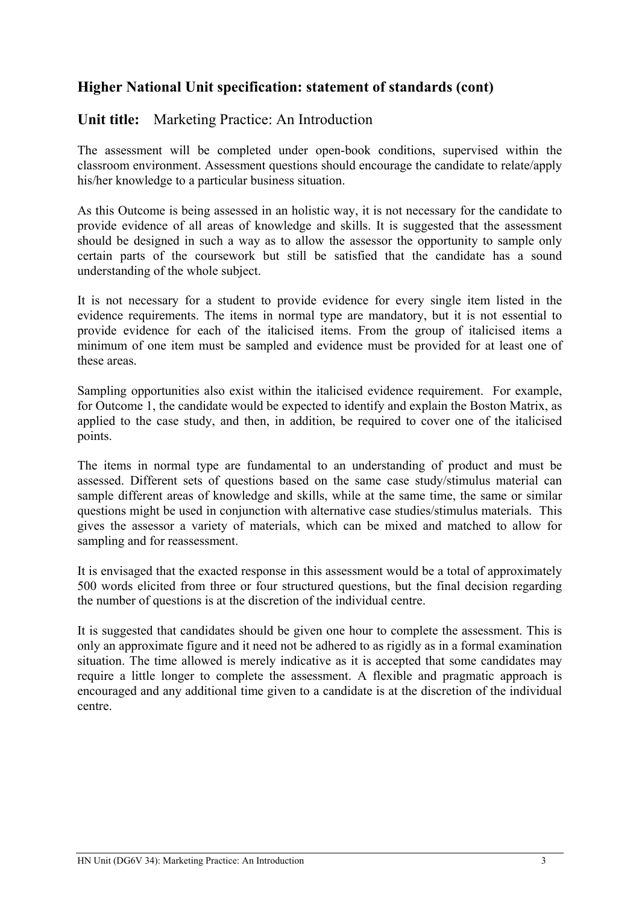## Higher National Unit specification: statement of standards (cont)

**Unit title:** Marketing Practice: An Introduction

The assessment will be completed under open-book conditions, supervised within the classroom environment. Assessment questions should encourage the candidate to relate/apply his/her knowledge to a particular business situation.

As this Outcome is being assessed in an holistic way, it is not necessary for the candidate to provide evidence of all areas of knowledge and skills. It is suggested that the assessment should be designed in such a way as to allow the assessor the opportunity to sample only certain parts of the coursework but still be satisfied that the candidate has a sound understanding of the whole subject.

It is not necessary for a student to provide evidence for every single item listed in the evidence requirements. The items in normal type are mandatory, but it is not essential to provide evidence for each of the italicised items. From the group of italicised items a minimum of one item must be sampled and evidence must be provided for at least one of these areas.

Sampling opportunities also exist within the italicised evidence requirement. For example, for Outcome 1, the candidate would be expected to identify and explain the Boston Matrix, as applied to the case study, and then, in addition, be required to cover one of the italicised points.

The items in normal type are fundamental to an understanding of product and must be assessed. Different sets of questions based on the same case study/stimulus material can sample different areas of knowledge and skills, while at the same time, the same or similar questions might be used in conjunction with alternative case studies/stimulus materials. This gives the assessor a variety of materials, which can be mixed and matched to allow for sampling and for reassessment.

It is envisaged that the exacted response in this assessment would be a total of approximately 500 words elicited from three or four structured questions, but the final decision regarding the number of questions is at the discretion of the individual centre.

It is suggested that candidates should be given one hour to complete the assessment. This is only an approximate figure and it need not be adhered to as rigidly as in a formal examination situation. The time allowed is merely indicative as it is accepted that some candidates may require a little longer to complete the assessment. A flexible and pragmatic approach is encouraged and any additional time given to a candidate is at the discretion of the individual centre.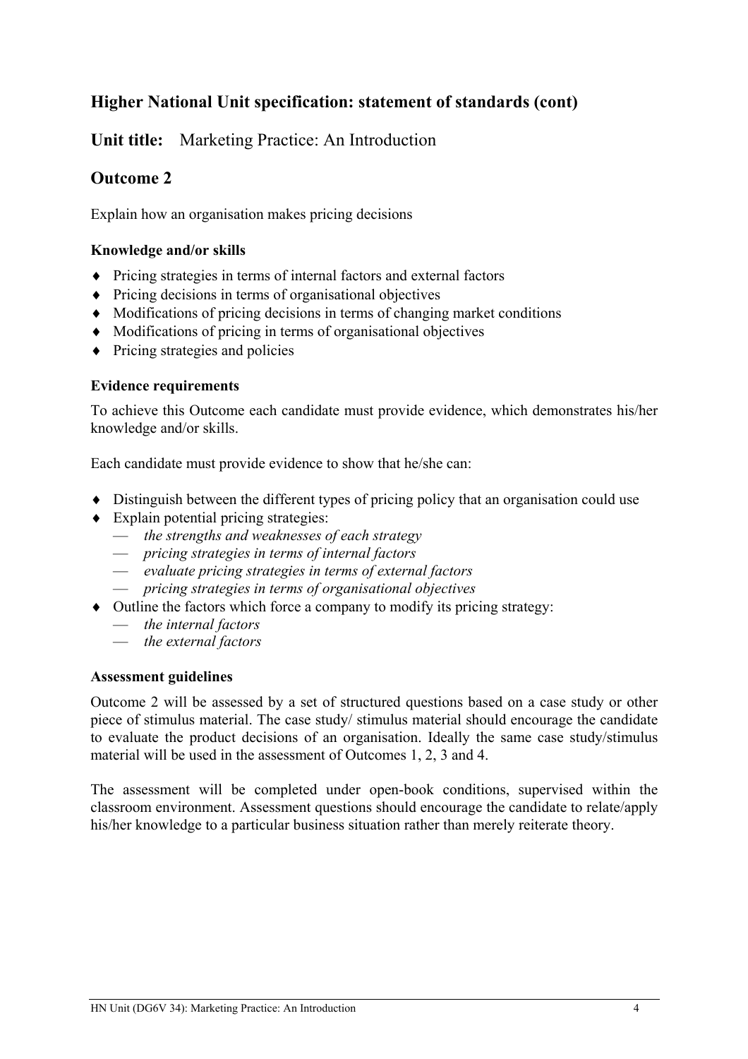## Higher National Unit specification: statement of standards (cont)

**Unit title:** Marketing Practice: An Introduction

## Outcome 2

Explain how an organisation makes pricing decisions

### Knowledge and/or skills

- Pricing strategies in terms of internal factors and external factors
- Pricing decisions in terms of organisational objectives
- Modifications of pricing decisions in terms of changing market conditions
- Modifications of pricing in terms of organisational objectives
- Pricing strategies and policies

### Evidence requirements

To achieve this Outcome each candidate must provide evidence, which demonstrates his/her knowledge and/or skills.

Each candidate must provide evidence to show that he/she can:

- Distinguish between the different types of pricing policy that an organisation could use
- Explain potential pricing strategies:
  - *the strengths and weaknesses of each strategy*
  - *pricing strategies in terms of internal factors*
  - *evaluate pricing strategies in terms of external factors*
  - *pricing strategies in terms of organisational objectives*
- Outline the factors which force a company to modify its pricing strategy:
  - *the internal factors*
  - *the external factors*

### Assessment guidelines

Outcome 2 will be assessed by a set of structured questions based on a case study or other piece of stimulus material. The case study/ stimulus material should encourage the candidate to evaluate the product decisions of an organisation. Ideally the same case study/stimulus material will be used in the assessment of Outcomes 1, 2, 3 and 4.

The assessment will be completed under open-book conditions, supervised within the classroom environment. Assessment questions should encourage the candidate to relate/apply his/her knowledge to a particular business situation rather than merely reiterate theory.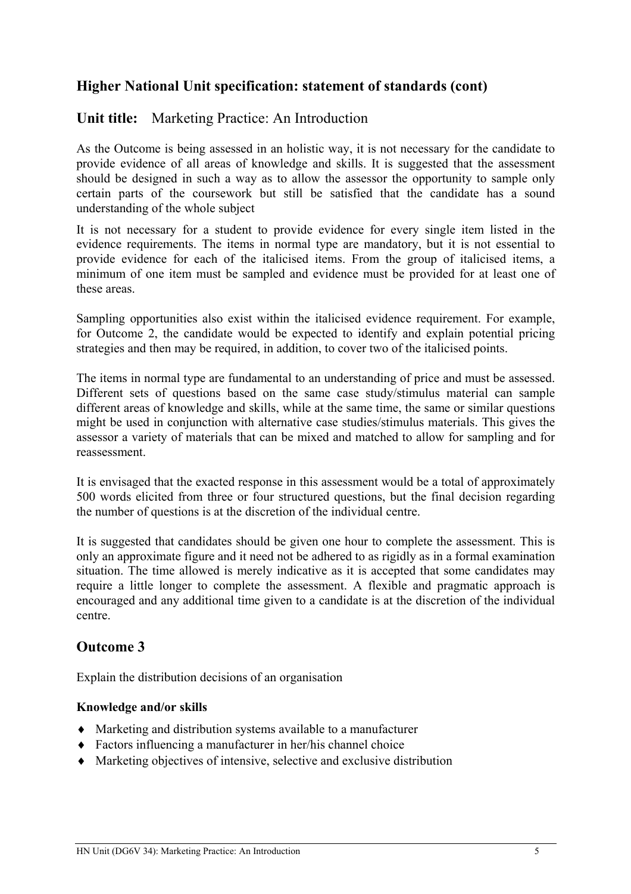## Higher National Unit specification: statement of standards (cont)

**Unit title:** Marketing Practice: An Introduction

As the Outcome is being assessed in an holistic way, it is not necessary for the candidate to provide evidence of all areas of knowledge and skills. It is suggested that the assessment should be designed in such a way as to allow the assessor the opportunity to sample only certain parts of the coursework but still be satisfied that the candidate has a sound understanding of the whole subject

It is not necessary for a student to provide evidence for every single item listed in the evidence requirements. The items in normal type are mandatory, but it is not essential to provide evidence for each of the italicised items. From the group of italicised items, a minimum of one item must be sampled and evidence must be provided for at least one of these areas.

Sampling opportunities also exist within the italicised evidence requirement. For example, for Outcome 2, the candidate would be expected to identify and explain potential pricing strategies and then may be required, in addition, to cover two of the italicised points.

The items in normal type are fundamental to an understanding of price and must be assessed. Different sets of questions based on the same case study/stimulus material can sample different areas of knowledge and skills, while at the same time, the same or similar questions might be used in conjunction with alternative case studies/stimulus materials. This gives the assessor a variety of materials that can be mixed and matched to allow for sampling and for reassessment.

It is envisaged that the exacted response in this assessment would be a total of approximately 500 words elicited from three or four structured questions, but the final decision regarding the number of questions is at the discretion of the individual centre.

It is suggested that candidates should be given one hour to complete the assessment. This is only an approximate figure and it need not be adhered to as rigidly as in a formal examination situation. The time allowed is merely indicative as it is accepted that some candidates may require a little longer to complete the assessment. A flexible and pragmatic approach is encouraged and any additional time given to a candidate is at the discretion of the individual centre.

## Outcome 3

Explain the distribution decisions of an organisation

**Knowledge and/or skills**

- Marketing and distribution systems available to a manufacturer
- Factors influencing a manufacturer in her/his channel choice
- Marketing objectives of intensive, selective and exclusive distribution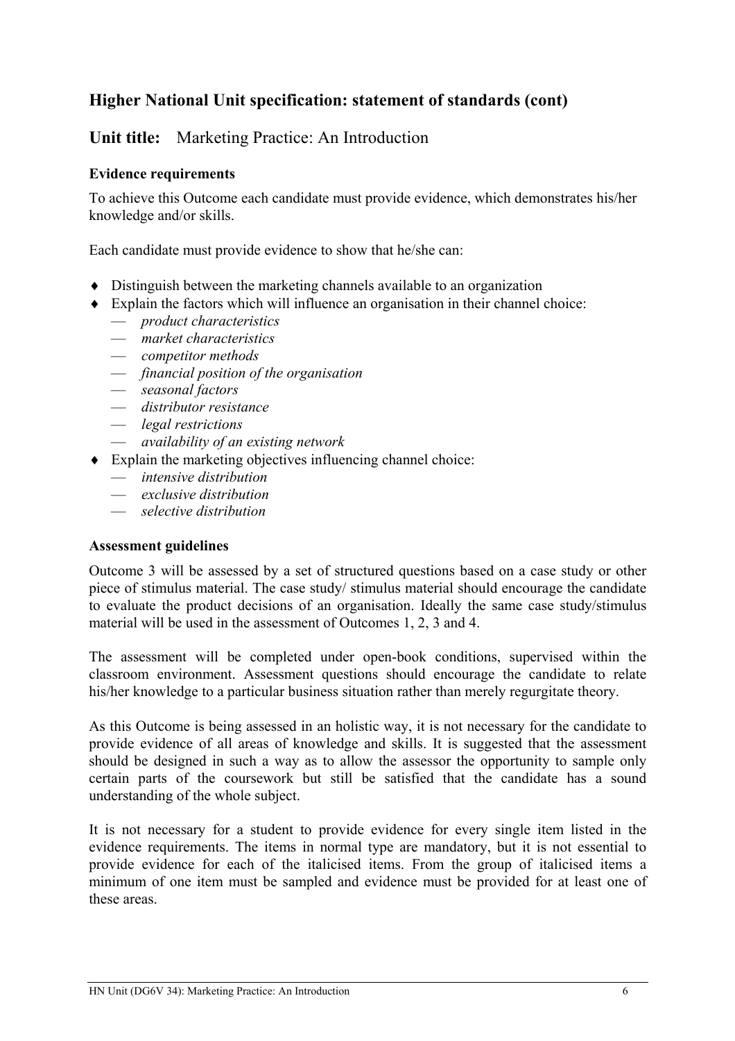## Higher National Unit specification: statement of standards (cont)

## Unit title: Marketing Practice: An Introduction

### Evidence requirements

To achieve this Outcome each candidate must provide evidence, which demonstrates his/her knowledge and/or skills.

Each candidate must provide evidence to show that he/she can:

- Distinguish between the marketing channels available to an organization
- Explain the factors which will influence an organisation in their channel choice:
  - *product characteristics*
  - *market characteristics*
  - *competitor methods*
  - *financial position of the organisation*
  - *seasonal factors*
  - *distributor resistance*
  - *legal restrictions*
  - *availability of an existing network*
- Explain the marketing objectives influencing channel choice:
  - *intensive distribution*
  - *exclusive distribution*
  - *selective distribution*

### Assessment guidelines

Outcome 3 will be assessed by a set of structured questions based on a case study or other piece of stimulus material. The case study/ stimulus material should encourage the candidate to evaluate the product decisions of an organisation. Ideally the same case study/stimulus material will be used in the assessment of Outcomes 1, 2, 3 and 4.

The assessment will be completed under open-book conditions, supervised within the classroom environment. Assessment questions should encourage the candidate to relate his/her knowledge to a particular business situation rather than merely regurgitate theory.

As this Outcome is being assessed in an holistic way, it is not necessary for the candidate to provide evidence of all areas of knowledge and skills. It is suggested that the assessment should be designed in such a way as to allow the assessor the opportunity to sample only certain parts of the coursework but still be satisfied that the candidate has a sound understanding of the whole subject.

It is not necessary for a student to provide evidence for every single item listed in the evidence requirements. The items in normal type are mandatory, but it is not essential to provide evidence for each of the italicised items. From the group of italicised items a minimum of one item must be sampled and evidence must be provided for at least one of these areas.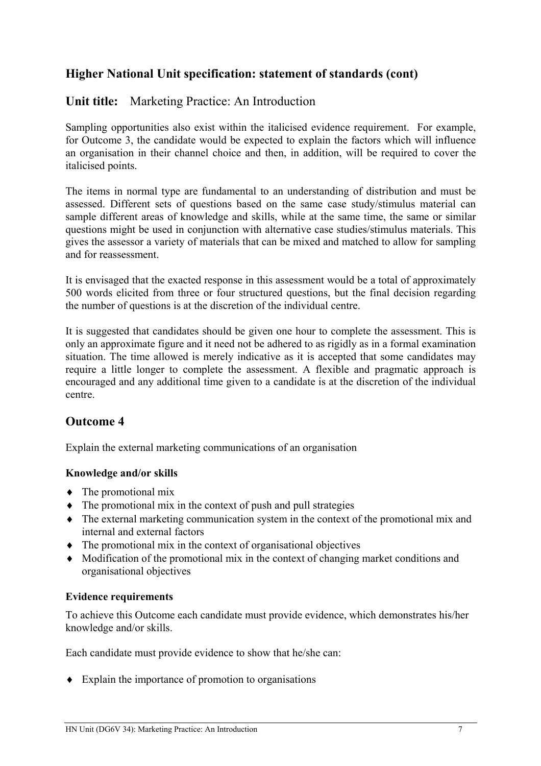## Higher National Unit specification: statement of standards (cont)

## Unit title: Marketing Practice: An Introduction

Sampling opportunities also exist within the italicised evidence requirement. For example, for Outcome 3, the candidate would be expected to explain the factors which will influence an organisation in their channel choice and then, in addition, will be required to cover the italicised points.

The items in normal type are fundamental to an understanding of distribution and must be assessed. Different sets of questions based on the same case study/stimulus material can sample different areas of knowledge and skills, while at the same time, the same or similar questions might be used in conjunction with alternative case studies/stimulus materials. This gives the assessor a variety of materials that can be mixed and matched to allow for sampling and for reassessment.

It is envisaged that the exacted response in this assessment would be a total of approximately 500 words elicited from three or four structured questions, but the final decision regarding the number of questions is at the discretion of the individual centre.

It is suggested that candidates should be given one hour to complete the assessment. This is only an approximate figure and it need not be adhered to as rigidly as in a formal examination situation. The time allowed is merely indicative as it is accepted that some candidates may require a little longer to complete the assessment. A flexible and pragmatic approach is encouraged and any additional time given to a candidate is at the discretion of the individual centre.

## Outcome 4

Explain the external marketing communications of an organisation

**Knowledge and/or skills**

- The promotional mix
- The promotional mix in the context of push and pull strategies
- The external marketing communication system in the context of the promotional mix and internal and external factors
- The promotional mix in the context of organisational objectives
- Modification of the promotional mix in the context of changing market conditions and organisational objectives

**Evidence requirements**

To achieve this Outcome each candidate must provide evidence, which demonstrates his/her knowledge and/or skills.

Each candidate must provide evidence to show that he/she can:

- Explain the importance of promotion to organisations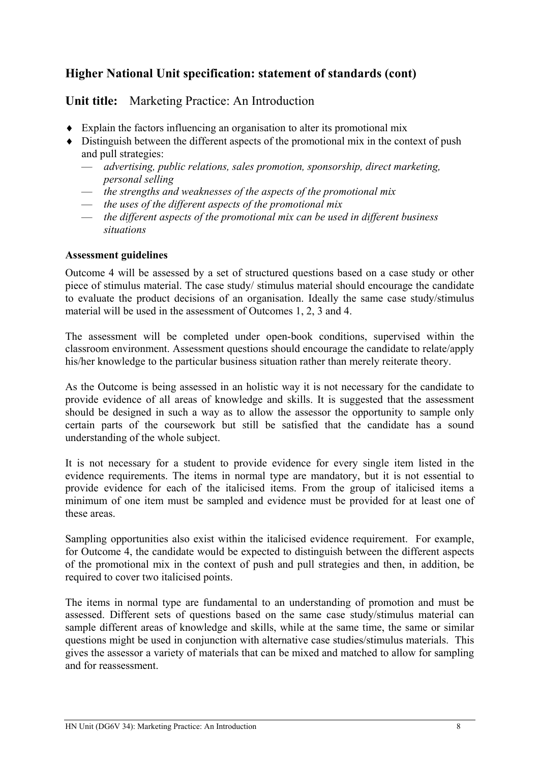## Higher National Unit specification: statement of standards (cont)

**Unit title:** Marketing Practice: An Introduction

- Explain the factors influencing an organisation to alter its promotional mix
- Distinguish between the different aspects of the promotional mix in the context of push and pull strategies:
  - *advertising, public relations, sales promotion, sponsorship, direct marketing, personal selling*
  - *the strengths and weaknesses of the aspects of the promotional mix*
  - *the uses of the different aspects of the promotional mix*
  - *the different aspects of the promotional mix can be used in different business situations*

**Assessment guidelines**

Outcome 4 will be assessed by a set of structured questions based on a case study or other piece of stimulus material. The case study/ stimulus material should encourage the candidate to evaluate the product decisions of an organisation. Ideally the same case study/stimulus material will be used in the assessment of Outcomes 1, 2, 3 and 4.

The assessment will be completed under open-book conditions, supervised within the classroom environment. Assessment questions should encourage the candidate to relate/apply his/her knowledge to the particular business situation rather than merely reiterate theory.

As the Outcome is being assessed in an holistic way it is not necessary for the candidate to provide evidence of all areas of knowledge and skills. It is suggested that the assessment should be designed in such a way as to allow the assessor the opportunity to sample only certain parts of the coursework but still be satisfied that the candidate has a sound understanding of the whole subject.

It is not necessary for a student to provide evidence for every single item listed in the evidence requirements. The items in normal type are mandatory, but it is not essential to provide evidence for each of the italicised items. From the group of italicised items a minimum of one item must be sampled and evidence must be provided for at least one of these areas.

Sampling opportunities also exist within the italicised evidence requirement. For example, for Outcome 4, the candidate would be expected to distinguish between the different aspects of the promotional mix in the context of push and pull strategies and then, in addition, be required to cover two italicised points.

The items in normal type are fundamental to an understanding of promotion and must be assessed. Different sets of questions based on the same case study/stimulus material can sample different areas of knowledge and skills, while at the same time, the same or similar questions might be used in conjunction with alternative case studies/stimulus materials. This gives the assessor a variety of materials that can be mixed and matched to allow for sampling and for reassessment.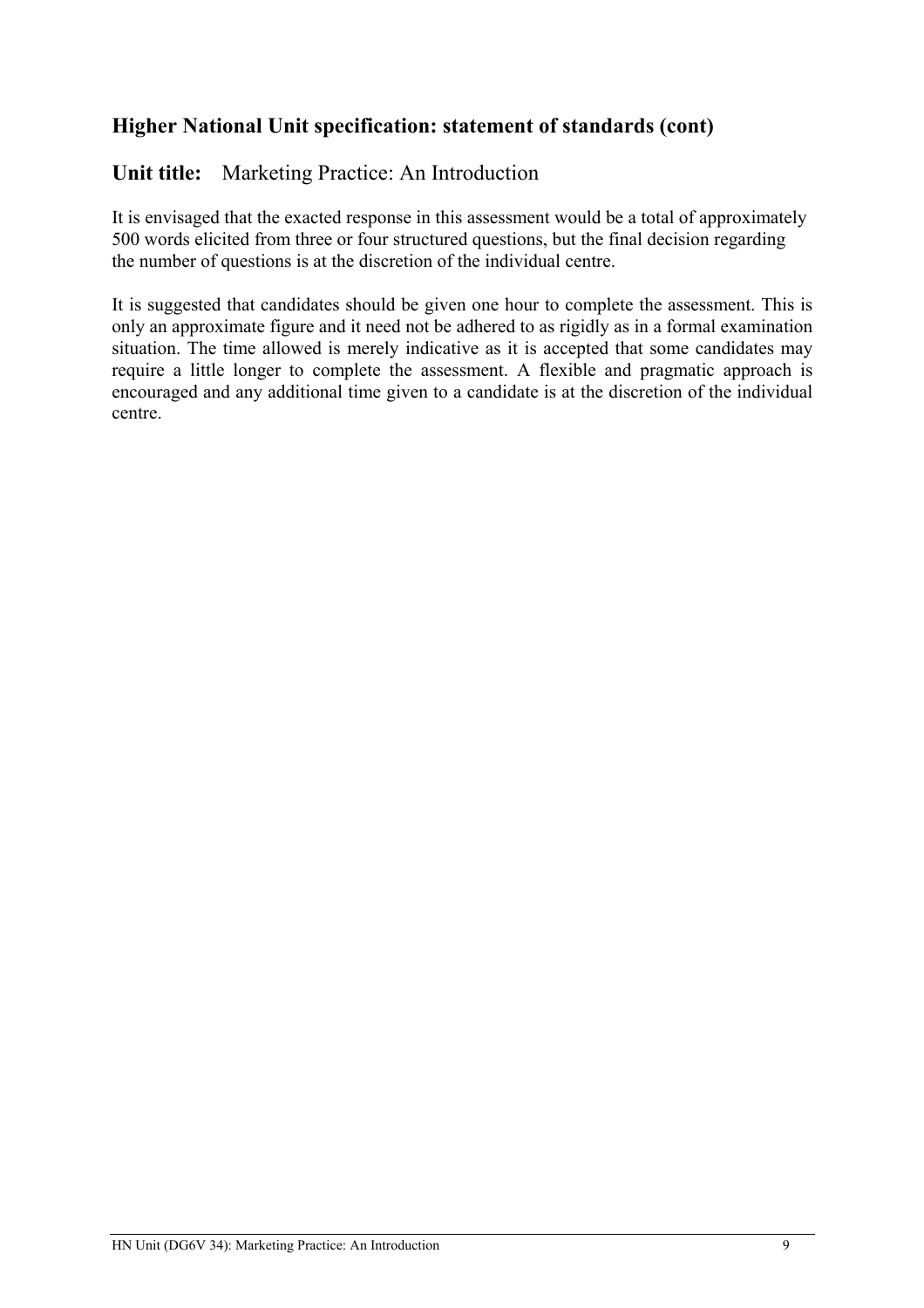## Higher National Unit specification: statement of standards (cont)

**Unit title:** Marketing Practice: An Introduction

It is envisaged that the exacted response in this assessment would be a total of approximately 500 words elicited from three or four structured questions, but the final decision regarding the number of questions is at the discretion of the individual centre.

It is suggested that candidates should be given one hour to complete the assessment. This is only an approximate figure and it need not be adhered to as rigidly as in a formal examination situation. The time allowed is merely indicative as it is accepted that some candidates may require a little longer to complete the assessment. A flexible and pragmatic approach is encouraged and any additional time given to a candidate is at the discretion of the individual centre.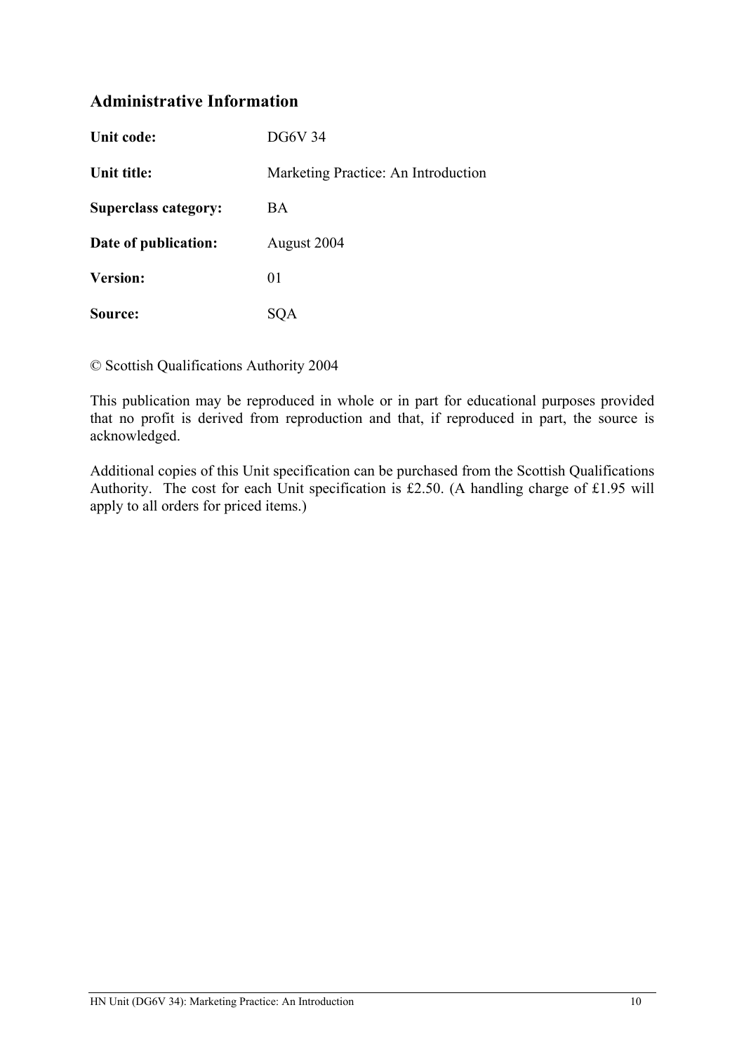## Administrative Information

| | |
|---|---|
| **Unit code:** | DG6V 34 |
| **Unit title:** | Marketing Practice: An Introduction |
| **Superclass category:** | BA |
| **Date of publication:** | August 2004 |
| **Version:** | 01 |
| **Source:** | SQA |

© Scottish Qualifications Authority 2004

This publication may be reproduced in whole or in part for educational purposes provided that no profit is derived from reproduction and that, if reproduced in part, the source is acknowledged.

Additional copies of this Unit specification can be purchased from the Scottish Qualifications Authority. The cost for each Unit specification is £2.50. (A handling charge of £1.95 will apply to all orders for priced items.)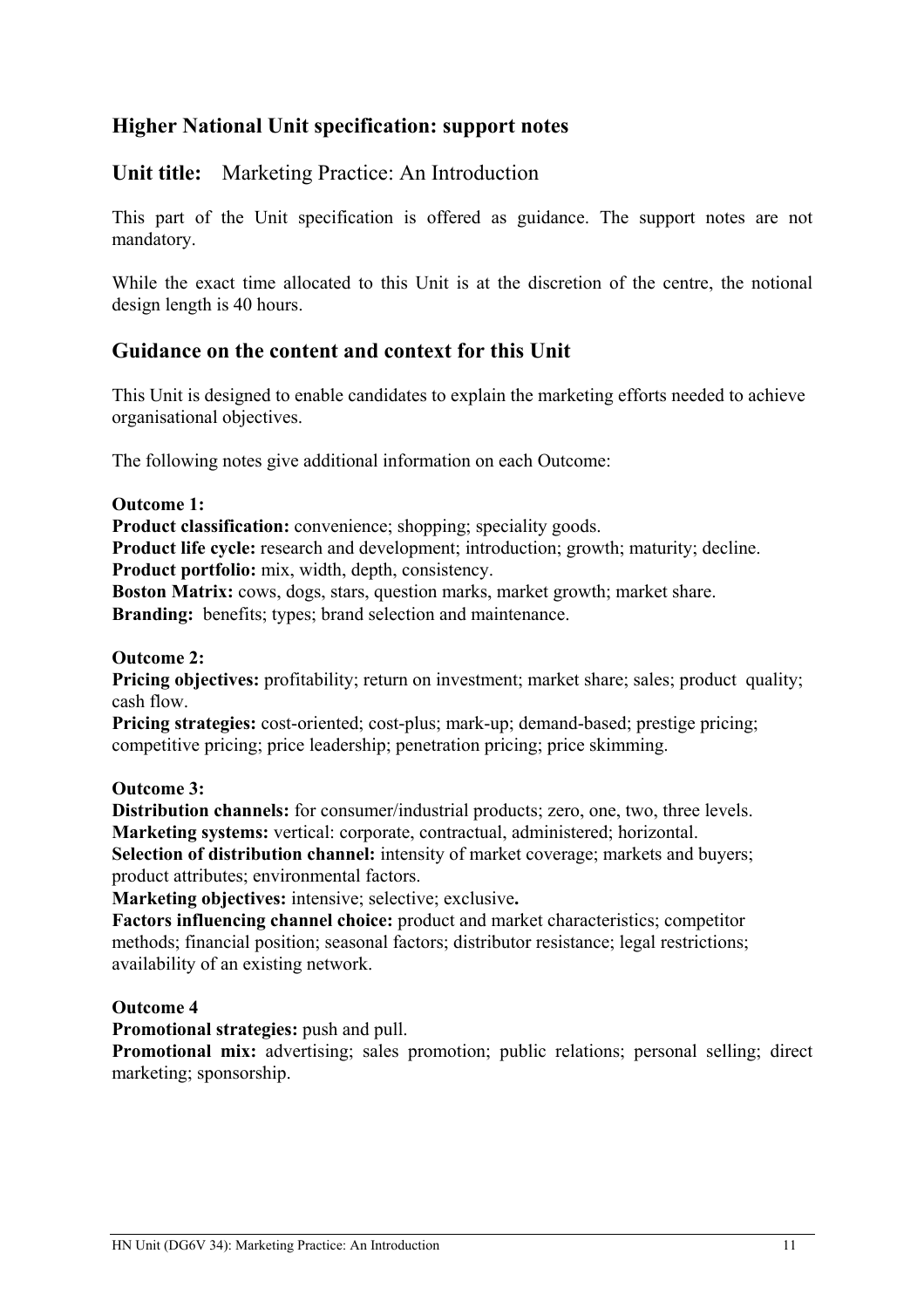## Higher National Unit specification: support notes

## Unit title: Marketing Practice: An Introduction

This part of the Unit specification is offered as guidance. The support notes are not mandatory.

While the exact time allocated to this Unit is at the discretion of the centre, the notional design length is 40 hours.

## Guidance on the content and context for this Unit

This Unit is designed to enable candidates to explain the marketing efforts needed to achieve organisational objectives.

The following notes give additional information on each Outcome:

**Outcome 1:**
**Product classification:** convenience; shopping; speciality goods.
**Product life cycle:** research and development; introduction; growth; maturity; decline.
**Product portfolio:** mix, width, depth, consistency.
**Boston Matrix:** cows, dogs, stars, question marks, market growth; market share.
**Branding:** benefits; types; brand selection and maintenance.

**Outcome 2:**
**Pricing objectives:** profitability; return on investment; market share; sales; product quality; cash flow.
**Pricing strategies:** cost-oriented; cost-plus; mark-up; demand-based; prestige pricing; competitive pricing; price leadership; penetration pricing; price skimming.

**Outcome 3:**
**Distribution channels:** for consumer/industrial products; zero, one, two, three levels.
**Marketing systems:** vertical: corporate, contractual, administered; horizontal.
**Selection of distribution channel:** intensity of market coverage; markets and buyers; product attributes; environmental factors.
**Marketing objectives:** intensive; selective; exclusive**.**
**Factors influencing channel choice:** product and market characteristics; competitor methods; financial position; seasonal factors; distributor resistance; legal restrictions; availability of an existing network.

**Outcome 4**
**Promotional strategies:** push and pull.
**Promotional mix:** advertising; sales promotion; public relations; personal selling; direct marketing; sponsorship.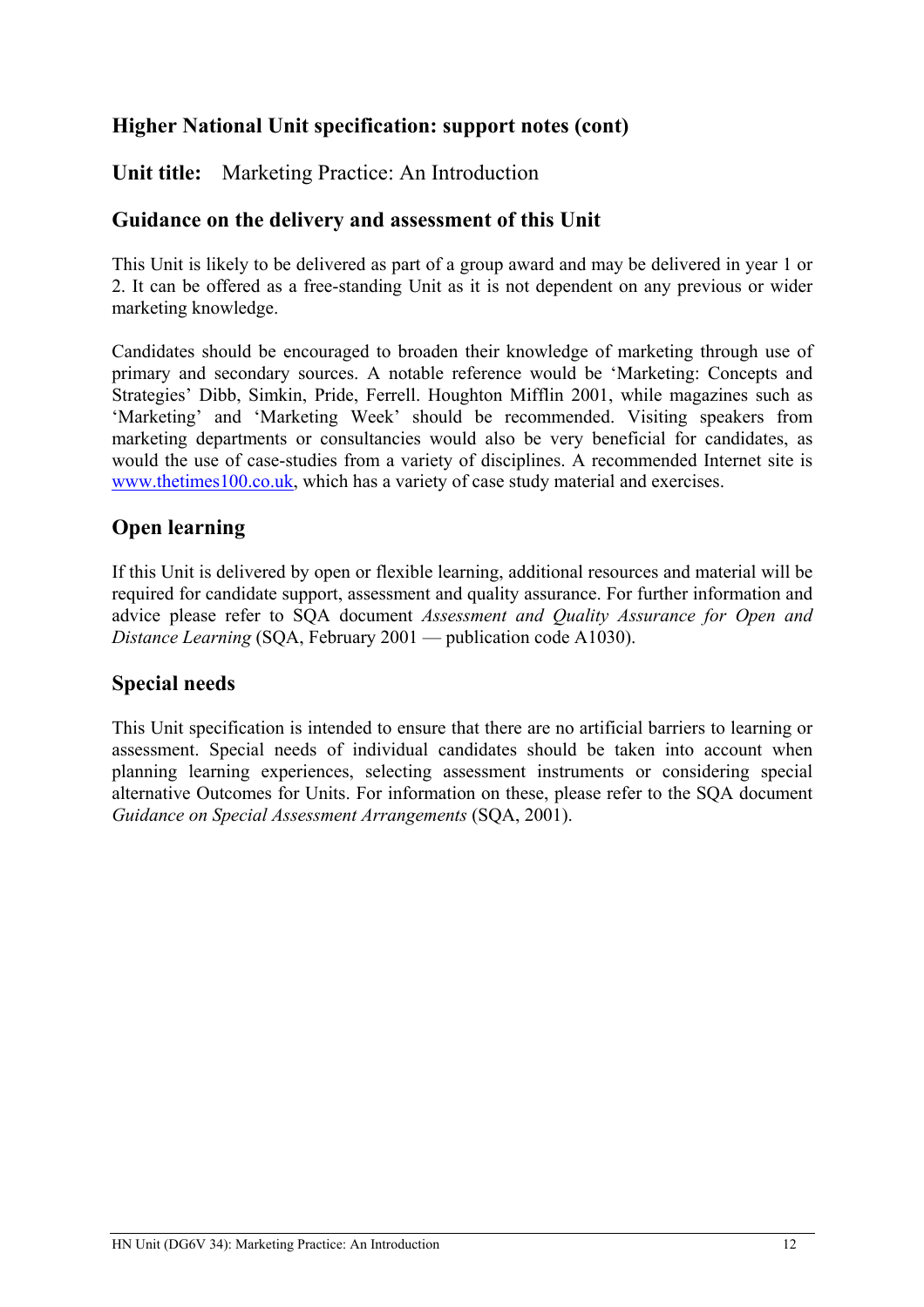## Higher National Unit specification: support notes (cont)

**Unit title:** Marketing Practice: An Introduction

## Guidance on the delivery and assessment of this Unit

This Unit is likely to be delivered as part of a group award and may be delivered in year 1 or 2. It can be offered as a free-standing Unit as it is not dependent on any previous or wider marketing knowledge.

Candidates should be encouraged to broaden their knowledge of marketing through use of primary and secondary sources. A notable reference would be 'Marketing: Concepts and Strategies' Dibb, Simkin, Pride, Ferrell. Houghton Mifflin 2001, while magazines such as 'Marketing' and 'Marketing Week' should be recommended. Visiting speakers from marketing departments or consultancies would also be very beneficial for candidates, as would the use of case-studies from a variety of disciplines. A recommended Internet site is [www.thetimes100.co.uk](http://www.thetimes100.co.uk), which has a variety of case study material and exercises.

## Open learning

If this Unit is delivered by open or flexible learning, additional resources and material will be required for candidate support, assessment and quality assurance. For further information and advice please refer to SQA document *Assessment and Quality Assurance for Open and Distance Learning* (SQA, February 2001 — publication code A1030).

## Special needs

This Unit specification is intended to ensure that there are no artificial barriers to learning or assessment. Special needs of individual candidates should be taken into account when planning learning experiences, selecting assessment instruments or considering special alternative Outcomes for Units. For information on these, please refer to the SQA document *Guidance on Special Assessment Arrangements* (SQA, 2001).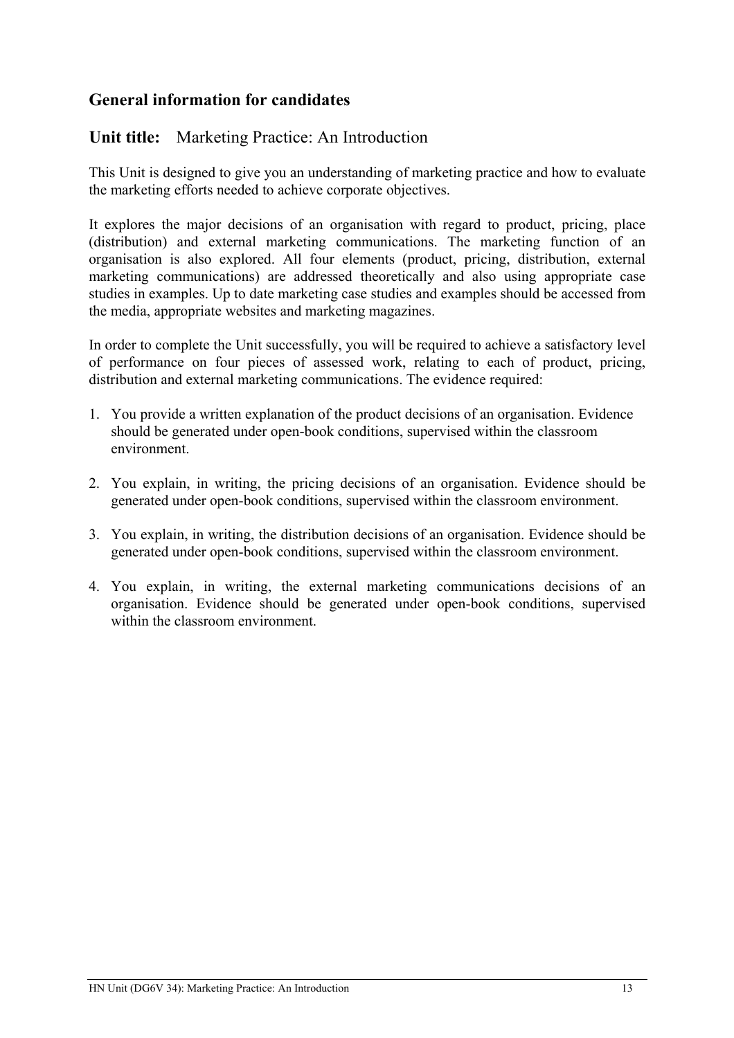## General information for candidates

## Unit title: Marketing Practice: An Introduction

This Unit is designed to give you an understanding of marketing practice and how to evaluate the marketing efforts needed to achieve corporate objectives.

It explores the major decisions of an organisation with regard to product, pricing, place (distribution) and external marketing communications. The marketing function of an organisation is also explored. All four elements (product, pricing, distribution, external marketing communications) are addressed theoretically and also using appropriate case studies in examples. Up to date marketing case studies and examples should be accessed from the media, appropriate websites and marketing magazines.

In order to complete the Unit successfully, you will be required to achieve a satisfactory level of performance on four pieces of assessed work, relating to each of product, pricing, distribution and external marketing communications. The evidence required:

1. You provide a written explanation of the product decisions of an organisation. Evidence should be generated under open-book conditions, supervised within the classroom environment.

2. You explain, in writing, the pricing decisions of an organisation. Evidence should be generated under open-book conditions, supervised within the classroom environment.

3. You explain, in writing, the distribution decisions of an organisation. Evidence should be generated under open-book conditions, supervised within the classroom environment.

4. You explain, in writing, the external marketing communications decisions of an organisation. Evidence should be generated under open-book conditions, supervised within the classroom environment.